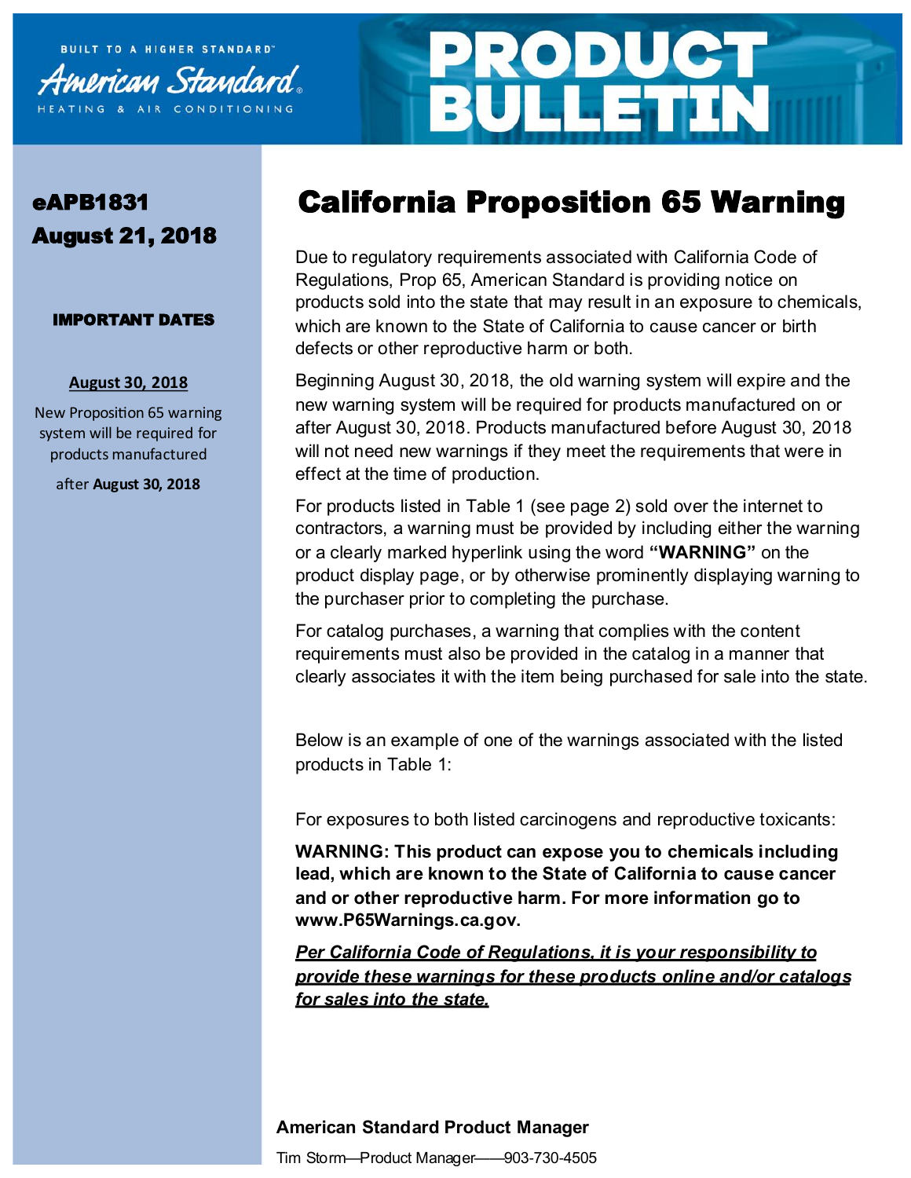BUILT TO A HIGHER STANDARD™

American Standard®

HEATING & AIR CONDITIONING

# PRODUCT BULLETIN

**eAPB1831**
**August 21, 2018**

**IMPORTANT DATES**

**August 30, 2018**

New Proposition 65 warning system will be required for products manufactured after **August 30, 2018**

## California Proposition 65 Warning

Due to regulatory requirements associated with California Code of Regulations, Prop 65, American Standard is providing notice on products sold into the state that may result in an exposure to chemicals, which are known to the State of California to cause cancer or birth defects or other reproductive harm or both.

Beginning August 30, 2018, the old warning system will expire and the new warning system will be required for products manufactured on or after August 30, 2018. Products manufactured before August 30, 2018 will not need new warnings if they meet the requirements that were in effect at the time of production.

For products listed in Table 1 (see page 2) sold over the internet to contractors, a warning must be provided by including either the warning or a clearly marked hyperlink using the word **"WARNING"** on the product display page, or by otherwise prominently displaying warning to the purchaser prior to completing the purchase.

For catalog purchases, a warning that complies with the content requirements must also be provided in the catalog in a manner that clearly associates it with the item being purchased for sale into the state.

Below is an example of one of the warnings associated with the listed products in Table 1:

For exposures to both listed carcinogens and reproductive toxicants:

**WARNING: This product can expose you to chemicals including lead, which are known to the State of California to cause cancer and or other reproductive harm. For more information go to www.P65Warnings.ca.gov.**

***Per California Code of Regulations, it is your responsibility to provide these warnings for these products online and/or catalogs for sales into the state.***

**American Standard Product Manager**

Tim Storm—Product Manager——903-730-4505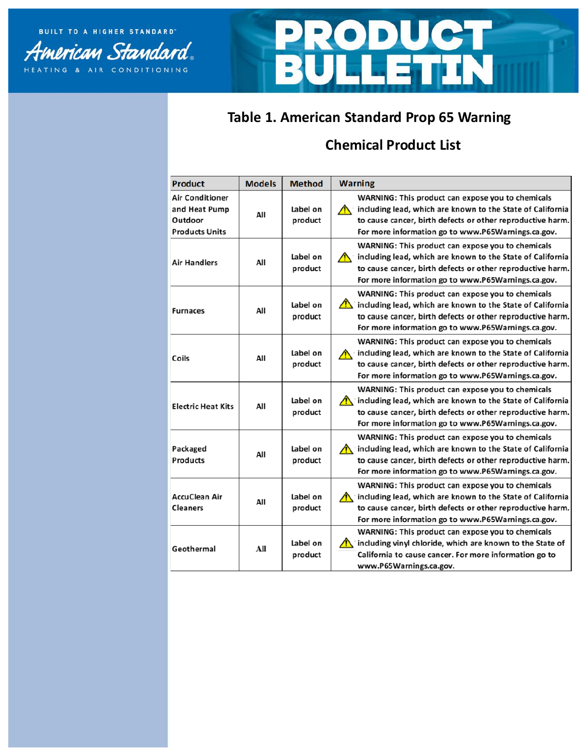BUILT TO A HIGHER STANDARD™

American Standard®

HEATING & AIR CONDITIONING

# PRODUCT BULLETIN

## Table 1. American Standard Prop 65 Warning Chemical Product List

| Product | Models | Method | Warning |
|---|---|---|---|
| Air Conditioner and Heat Pump Outdoor Products Units | All | Label on product | ⚠ WARNING: This product can expose you to chemicals including lead, which are known to the State of California to cause cancer, birth defects or other reproductive harm. For more information go to www.P65Warnings.ca.gov. |
| Air Handlers | All | Label on product | ⚠ WARNING: This product can expose you to chemicals including lead, which are known to the State of California to cause cancer, birth defects or other reproductive harm. For more information go to www.P65Warnings.ca.gov. |
| Furnaces | All | Label on product | ⚠ WARNING: This product can expose you to chemicals including lead, which are known to the State of California to cause cancer, birth defects or other reproductive harm. For more information go to www.P65Warnings.ca.gov. |
| Coils | All | Label on product | ⚠ WARNING: This product can expose you to chemicals including lead, which are known to the State of California to cause cancer, birth defects or other reproductive harm. For more information go to www.P65Warnings.ca.gov. |
| Electric Heat Kits | All | Label on product | ⚠ WARNING: This product can expose you to chemicals including lead, which are known to the State of California to cause cancer, birth defects or other reproductive harm. For more information go to www.P65Warnings.ca.gov. |
| Packaged Products | All | Label on product | ⚠ WARNING: This product can expose you to chemicals including lead, which are known to the State of California to cause cancer, birth defects or other reproductive harm. For more information go to www.P65Warnings.ca.gov. |
| AccuClean Air Cleaners | All | Label on product | ⚠ WARNING: This product can expose you to chemicals including lead, which are known to the State of California to cause cancer, birth defects or other reproductive harm. For more information go to www.P65Warnings.ca.gov. |
| Geothermal | All | Label on product | ⚠ WARNING: This product can expose you to chemicals including vinyl chloride, which are known to the State of California to cause cancer. For more information go to www.P65Warnings.ca.gov. |